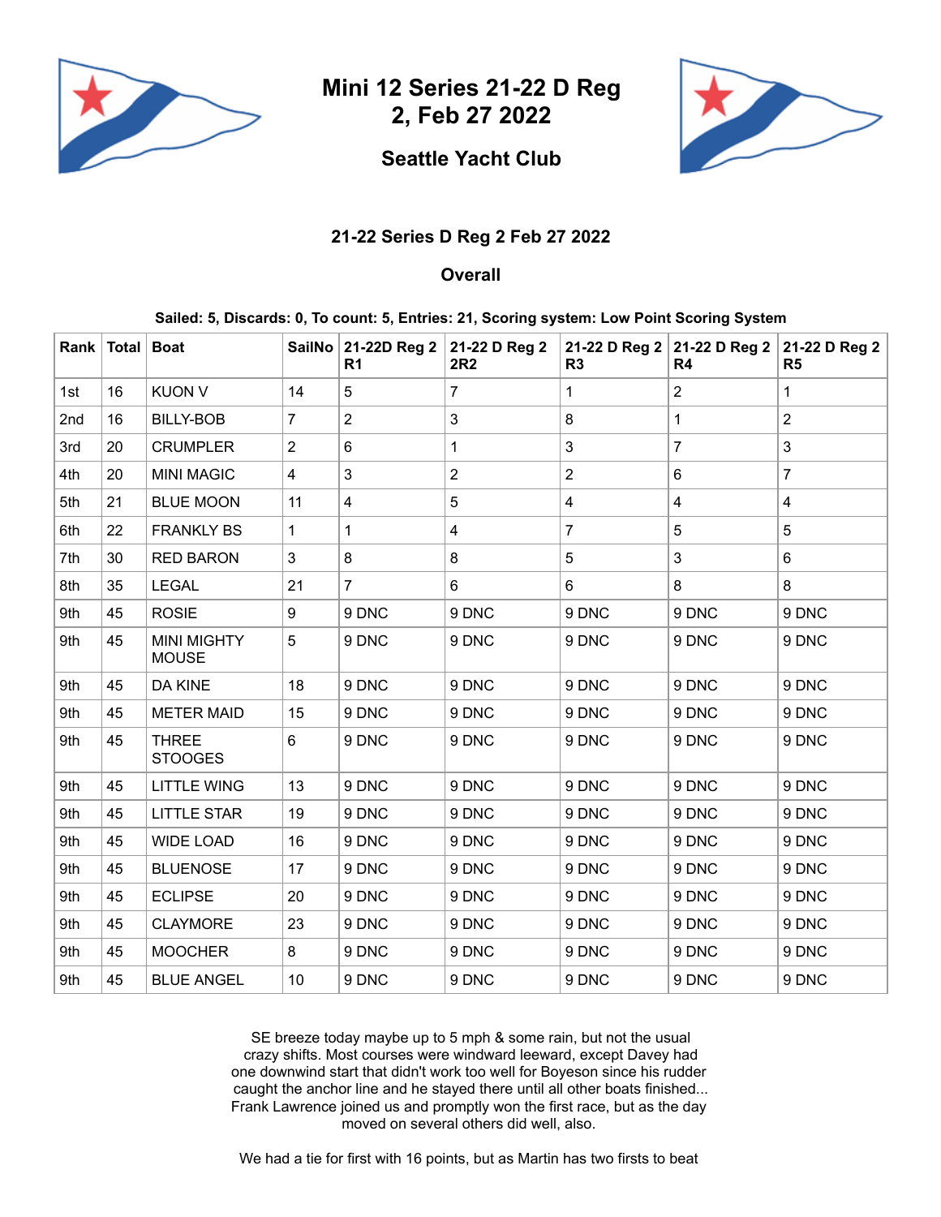# Mini 12 Series 21-22 D Reg 2, Feb 27 2022

## Seattle Yacht Club

### 21-22 Series D Reg 2 Feb 27 2022

### Overall

**Sailed: 5, Discards: 0, To count: 5, Entries: 21, Scoring system: Low Point Scoring System**

| Rank | Total | Boat | SailNo | 21-22D Reg 2 R1 | 21-22 D Reg 2 2R2 | 21-22 D Reg 2 R3 | 21-22 D Reg 2 R4 | 21-22 D Reg 2 R5 |
|---|---|---|---|---|---|---|---|---|
| 1st | 16 | KUON V | 14 | 5 | 7 | 1 | 2 | 1 |
| 2nd | 16 | BILLY-BOB | 7 | 2 | 3 | 8 | 1 | 2 |
| 3rd | 20 | CRUMPLER | 2 | 6 | 1 | 3 | 7 | 3 |
| 4th | 20 | MINI MAGIC | 4 | 3 | 2 | 2 | 6 | 7 |
| 5th | 21 | BLUE MOON | 11 | 4 | 5 | 4 | 4 | 4 |
| 6th | 22 | FRANKLY BS | 1 | 1 | 4 | 7 | 5 | 5 |
| 7th | 30 | RED BARON | 3 | 8 | 8 | 5 | 3 | 6 |
| 8th | 35 | LEGAL | 21 | 7 | 6 | 6 | 8 | 8 |
| 9th | 45 | ROSIE | 9 | 9 DNC | 9 DNC | 9 DNC | 9 DNC | 9 DNC |
| 9th | 45 | MINI MIGHTY MOUSE | 5 | 9 DNC | 9 DNC | 9 DNC | 9 DNC | 9 DNC |
| 9th | 45 | DA KINE | 18 | 9 DNC | 9 DNC | 9 DNC | 9 DNC | 9 DNC |
| 9th | 45 | METER MAID | 15 | 9 DNC | 9 DNC | 9 DNC | 9 DNC | 9 DNC |
| 9th | 45 | THREE STOOGES | 6 | 9 DNC | 9 DNC | 9 DNC | 9 DNC | 9 DNC |
| 9th | 45 | LITTLE WING | 13 | 9 DNC | 9 DNC | 9 DNC | 9 DNC | 9 DNC |
| 9th | 45 | LITTLE STAR | 19 | 9 DNC | 9 DNC | 9 DNC | 9 DNC | 9 DNC |
| 9th | 45 | WIDE LOAD | 16 | 9 DNC | 9 DNC | 9 DNC | 9 DNC | 9 DNC |
| 9th | 45 | BLUENOSE | 17 | 9 DNC | 9 DNC | 9 DNC | 9 DNC | 9 DNC |
| 9th | 45 | ECLIPSE | 20 | 9 DNC | 9 DNC | 9 DNC | 9 DNC | 9 DNC |
| 9th | 45 | CLAYMORE | 23 | 9 DNC | 9 DNC | 9 DNC | 9 DNC | 9 DNC |
| 9th | 45 | MOOCHER | 8 | 9 DNC | 9 DNC | 9 DNC | 9 DNC | 9 DNC |
| 9th | 45 | BLUE ANGEL | 10 | 9 DNC | 9 DNC | 9 DNC | 9 DNC | 9 DNC |

SE breeze today maybe up to 5 mph & some rain, but not the usual crazy shifts. Most courses were windward leeward, except Davey had one downwind start that didn't work too well for Boyeson since his rudder caught the anchor line and he stayed there until all other boats finished... Frank Lawrence joined us and promptly won the first race, but as the day moved on several others did well, also.

We had a tie for first with 16 points, but as Martin has two firsts to beat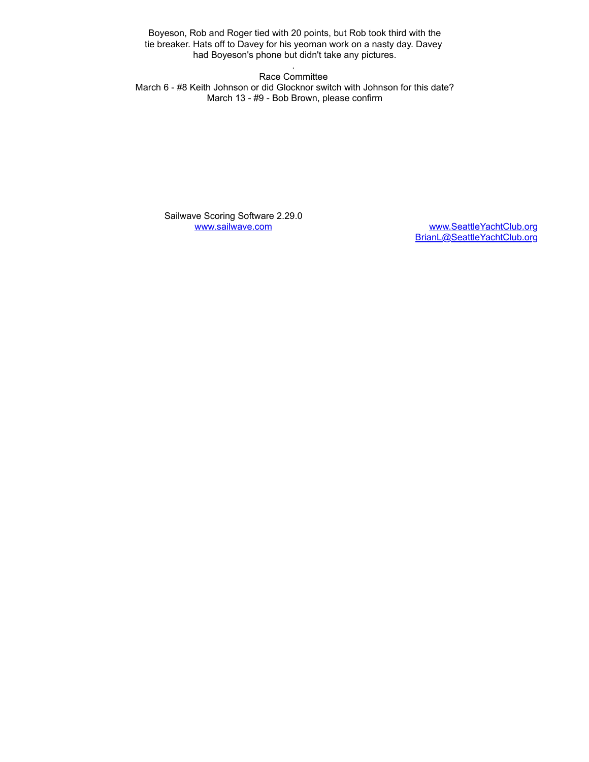Boyeson, Rob and Roger tied with 20 points, but Rob took third with the tie breaker. Hats off to Davey for his yeoman work on a nasty day. Davey had Boyeson's phone but didn't take any pictures.

.

Race Committee

March 6 - #8 Keith Johnson or did Glocknor switch with Johnson for this date?

March 13 - #9 - Bob Brown, please confirm

Sailwave Scoring Software 2.29.0

[www.sailwave.com](http://www.sailwave.com)

[www.SeattleYachtClub.org](http://www.SeattleYachtClub.org)

[BrianL@SeattleYachtClub.org](mailto:BrianL@SeattleYachtClub.org)